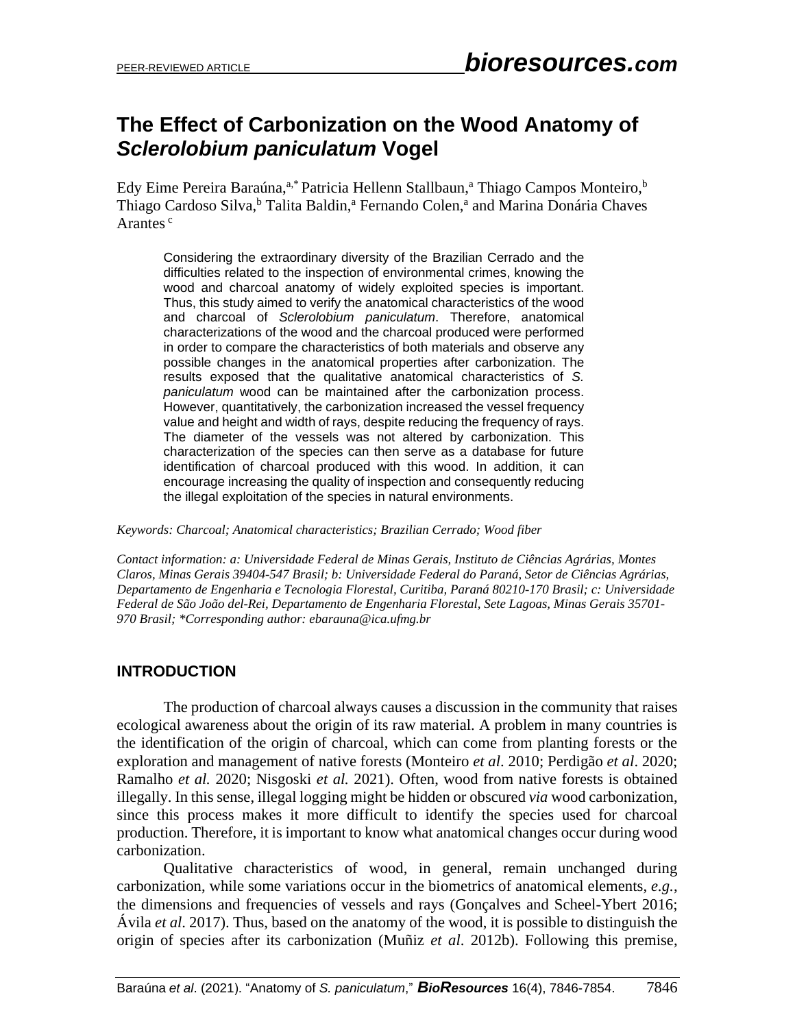# The Effect of Carbonization on the Wood Anatomy of *Sclerolobium paniculatum* Vogel

Edy Eime Pereira Baraúna,[a,*] Patricia Hellenn Stallbaun,[a] Thiago Campos Monteiro,[b] Thiago Cardoso Silva,[b] Talita Baldin,[a] Fernando Colen,[a] and Marina Donária Chaves Arantes [c]

Considering the extraordinary diversity of the Brazilian Cerrado and the difficulties related to the inspection of environmental crimes, knowing the wood and charcoal anatomy of widely exploited species is important. Thus, this study aimed to verify the anatomical characteristics of the wood and charcoal of *Sclerolobium paniculatum*. Therefore, anatomical characterizations of the wood and the charcoal produced were performed in order to compare the characteristics of both materials and observe any possible changes in the anatomical properties after carbonization. The results exposed that the qualitative anatomical characteristics of *S. paniculatum* wood can be maintained after the carbonization process. However, quantitatively, the carbonization increased the vessel frequency value and height and width of rays, despite reducing the frequency of rays. The diameter of the vessels was not altered by carbonization. This characterization of the species can then serve as a database for future identification of charcoal produced with this wood. In addition, it can encourage increasing the quality of inspection and consequently reducing the illegal exploitation of the species in natural environments.

*Keywords: Charcoal; Anatomical characteristics; Brazilian Cerrado; Wood fiber*

*Contact information: a: Universidade Federal de Minas Gerais, Instituto de Ciências Agrárias, Montes Claros, Minas Gerais 39404-547 Brasil; b: Universidade Federal do Paraná, Setor de Ciências Agrárias, Departamento de Engenharia e Tecnologia Florestal, Curitiba, Paraná 80210-170 Brasil; c: Universidade Federal de São João del-Rei, Departamento de Engenharia Florestal, Sete Lagoas, Minas Gerais 35701-970 Brasil; *Corresponding author: ebarauna@ica.ufmg.br*

## INTRODUCTION

The production of charcoal always causes a discussion in the community that raises ecological awareness about the origin of its raw material. A problem in many countries is the identification of the origin of charcoal, which can come from planting forests or the exploration and management of native forests (Monteiro *et al*. 2010; Perdigão *et al*. 2020; Ramalho *et al.* 2020; Nisgoski *et al.* 2021). Often, wood from native forests is obtained illegally. In this sense, illegal logging might be hidden or obscured *via* wood carbonization, since this process makes it more difficult to identify the species used for charcoal production. Therefore, it is important to know what anatomical changes occur during wood carbonization.

Qualitative characteristics of wood, in general, remain unchanged during carbonization, while some variations occur in the biometrics of anatomical elements, *e.g.*, the dimensions and frequencies of vessels and rays (Gonçalves and Scheel-Ybert 2016; Ávila *et al*. 2017). Thus, based on the anatomy of the wood, it is possible to distinguish the origin of species after its carbonization (Muñiz *et al*. 2012b). Following this premise,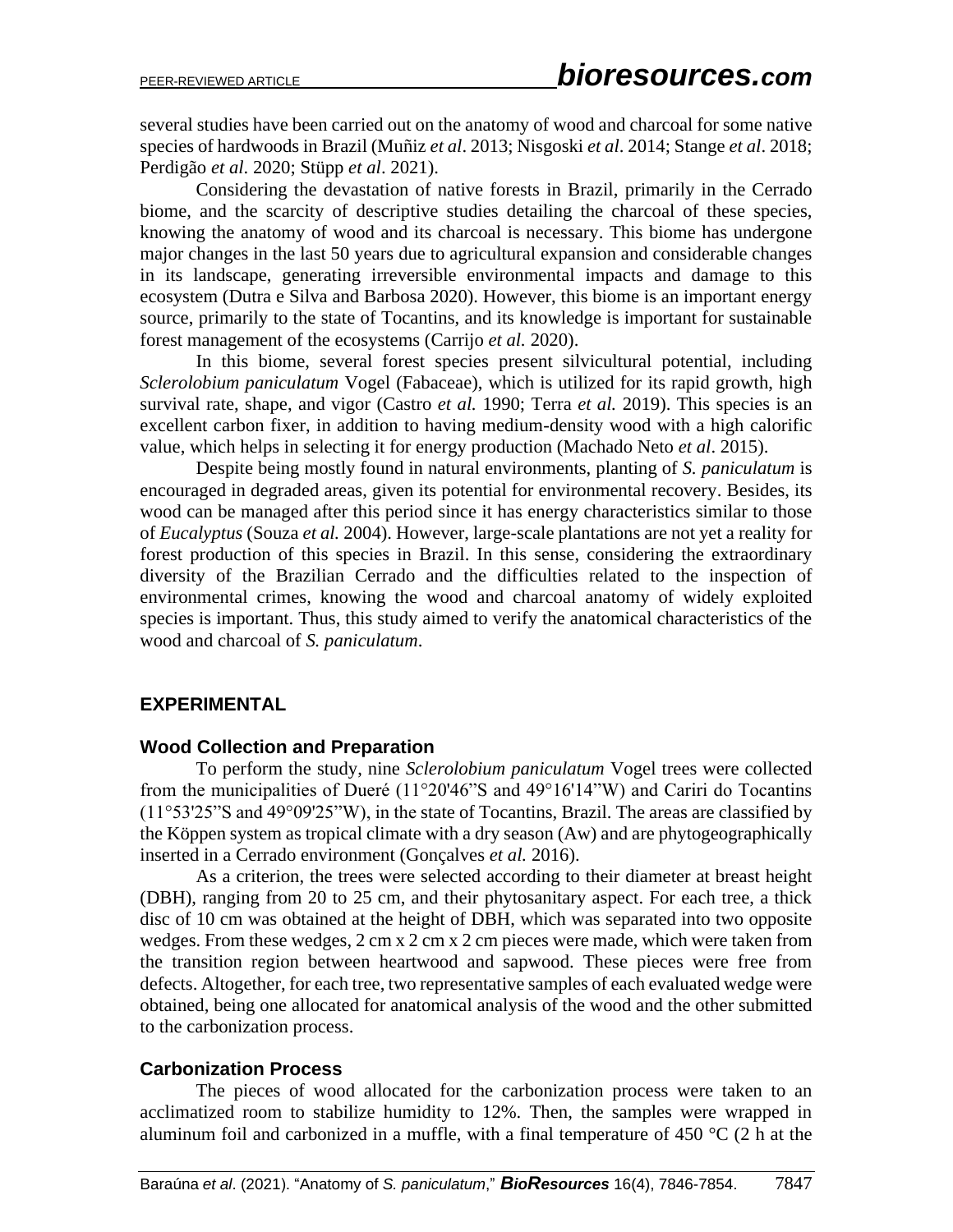several studies have been carried out on the anatomy of wood and charcoal for some native species of hardwoods in Brazil (Muñiz *et al*. 2013; Nisgoski *et al*. 2014; Stange *et al*. 2018; Perdigão *et al*. 2020; Stüpp *et al*. 2021).

Considering the devastation of native forests in Brazil, primarily in the Cerrado biome, and the scarcity of descriptive studies detailing the charcoal of these species, knowing the anatomy of wood and its charcoal is necessary. This biome has undergone major changes in the last 50 years due to agricultural expansion and considerable changes in its landscape, generating irreversible environmental impacts and damage to this ecosystem (Dutra e Silva and Barbosa 2020). However, this biome is an important energy source, primarily to the state of Tocantins, and its knowledge is important for sustainable forest management of the ecosystems (Carrijo *et al.* 2020).

In this biome, several forest species present silvicultural potential, including *Sclerolobium paniculatum* Vogel (Fabaceae), which is utilized for its rapid growth, high survival rate, shape, and vigor (Castro *et al.* 1990; Terra *et al.* 2019). This species is an excellent carbon fixer, in addition to having medium-density wood with a high calorific value, which helps in selecting it for energy production (Machado Neto *et al*. 2015).

Despite being mostly found in natural environments, planting of *S. paniculatum* is encouraged in degraded areas, given its potential for environmental recovery. Besides, its wood can be managed after this period since it has energy characteristics similar to those of *Eucalyptus* (Souza *et al.* 2004). However, large-scale plantations are not yet a reality for forest production of this species in Brazil. In this sense, considering the extraordinary diversity of the Brazilian Cerrado and the difficulties related to the inspection of environmental crimes, knowing the wood and charcoal anatomy of widely exploited species is important. Thus, this study aimed to verify the anatomical characteristics of the wood and charcoal of *S. paniculatum*.

## EXPERIMENTAL

### Wood Collection and Preparation

To perform the study, nine *Sclerolobium paniculatum* Vogel trees were collected from the municipalities of Dueré (11°20'46"S and 49°16'14"W) and Cariri do Tocantins (11°53'25"S and 49°09'25"W), in the state of Tocantins, Brazil. The areas are classified by the Köppen system as tropical climate with a dry season (Aw) and are phytogeographically inserted in a Cerrado environment (Gonçalves *et al.* 2016).

As a criterion, the trees were selected according to their diameter at breast height (DBH), ranging from 20 to 25 cm, and their phytosanitary aspect. For each tree, a thick disc of 10 cm was obtained at the height of DBH, which was separated into two opposite wedges. From these wedges, 2 cm x 2 cm x 2 cm pieces were made, which were taken from the transition region between heartwood and sapwood. These pieces were free from defects. Altogether, for each tree, two representative samples of each evaluated wedge were obtained, being one allocated for anatomical analysis of the wood and the other submitted to the carbonization process.

### Carbonization Process

The pieces of wood allocated for the carbonization process were taken to an acclimatized room to stabilize humidity to 12%. Then, the samples were wrapped in aluminum foil and carbonized in a muffle, with a final temperature of 450 °C (2 h at the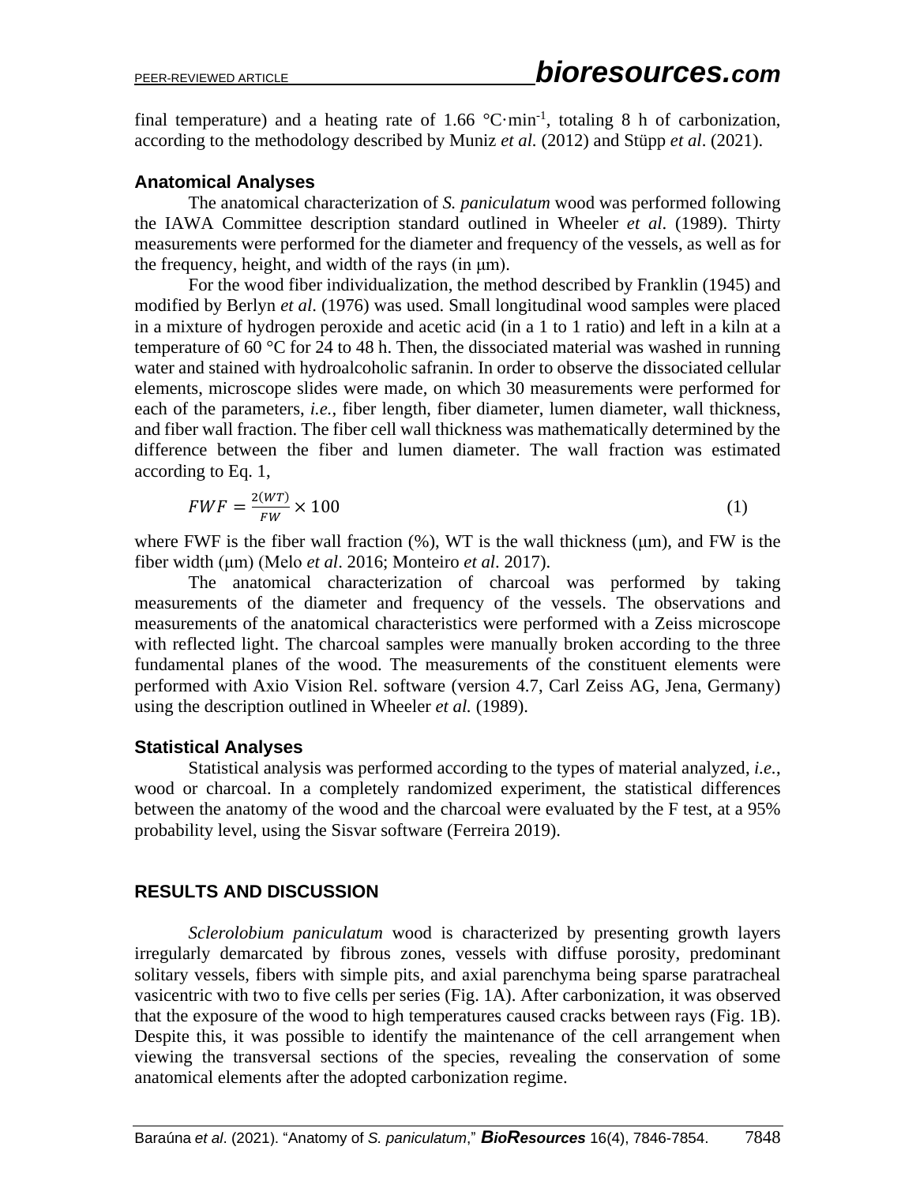final temperature) and a heating rate of 1.66 °C·min$^{-1}$, totaling 8 h of carbonization, according to the methodology described by Muniz *et al.* (2012) and Stüpp *et al*. (2021).

## Anatomical Analyses

The anatomical characterization of *S. paniculatum* wood was performed following the IAWA Committee description standard outlined in Wheeler *et al.* (1989). Thirty measurements were performed for the diameter and frequency of the vessels, as well as for the frequency, height, and width of the rays (in μm).

For the wood fiber individualization, the method described by Franklin (1945) and modified by Berlyn *et al*. (1976) was used. Small longitudinal wood samples were placed in a mixture of hydrogen peroxide and acetic acid (in a 1 to 1 ratio) and left in a kiln at a temperature of 60 °C for 24 to 48 h. Then, the dissociated material was washed in running water and stained with hydroalcoholic safranin. In order to observe the dissociated cellular elements, microscope slides were made, on which 30 measurements were performed for each of the parameters, *i.e.*, fiber length, fiber diameter, lumen diameter, wall thickness, and fiber wall fraction. The fiber cell wall thickness was mathematically determined by the difference between the fiber and lumen diameter. The wall fraction was estimated according to Eq. 1,

$$FWF = \frac{2(WT)}{FW} \times 100 \tag{1}$$

where FWF is the fiber wall fraction (%), WT is the wall thickness (μm), and FW is the fiber width (μm) (Melo *et al*. 2016; Monteiro *et al*. 2017).

The anatomical characterization of charcoal was performed by taking measurements of the diameter and frequency of the vessels. The observations and measurements of the anatomical characteristics were performed with a Zeiss microscope with reflected light. The charcoal samples were manually broken according to the three fundamental planes of the wood. The measurements of the constituent elements were performed with Axio Vision Rel. software (version 4.7, Carl Zeiss AG, Jena, Germany) using the description outlined in Wheeler *et al.* (1989).

## Statistical Analyses

Statistical analysis was performed according to the types of material analyzed, *i.e.*, wood or charcoal. In a completely randomized experiment, the statistical differences between the anatomy of the wood and the charcoal were evaluated by the F test, at a 95% probability level, using the Sisvar software (Ferreira 2019).

# RESULTS AND DISCUSSION

*Sclerolobium paniculatum* wood is characterized by presenting growth layers irregularly demarcated by fibrous zones, vessels with diffuse porosity, predominant solitary vessels, fibers with simple pits, and axial parenchyma being sparse paratracheal vasicentric with two to five cells per series (Fig. 1A). After carbonization, it was observed that the exposure of the wood to high temperatures caused cracks between rays (Fig. 1B). Despite this, it was possible to identify the maintenance of the cell arrangement when viewing the transversal sections of the species, revealing the conservation of some anatomical elements after the adopted carbonization regime.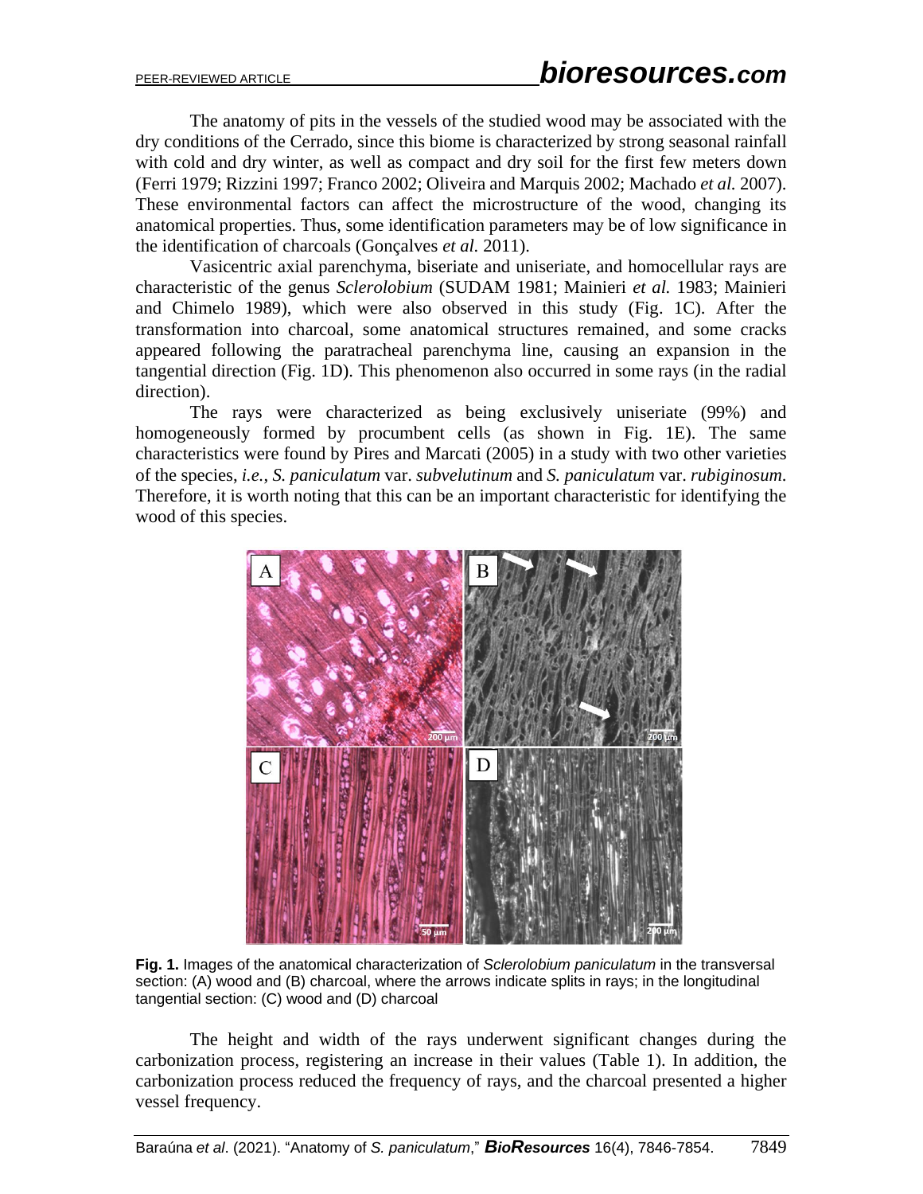The anatomy of pits in the vessels of the studied wood may be associated with the dry conditions of the Cerrado, since this biome is characterized by strong seasonal rainfall with cold and dry winter, as well as compact and dry soil for the first few meters down (Ferri 1979; Rizzini 1997; Franco 2002; Oliveira and Marquis 2002; Machado *et al.* 2007). These environmental factors can affect the microstructure of the wood, changing its anatomical properties. Thus, some identification parameters may be of low significance in the identification of charcoals (Gonçalves *et al.* 2011).

Vasicentric axial parenchyma, biseriate and uniseriate, and homocellular rays are characteristic of the genus *Sclerolobium* (SUDAM 1981; Mainieri *et al.* 1983; Mainieri and Chimelo 1989), which were also observed in this study (Fig. 1C). After the transformation into charcoal, some anatomical structures remained, and some cracks appeared following the paratracheal parenchyma line, causing an expansion in the tangential direction (Fig. 1D). This phenomenon also occurred in some rays (in the radial direction).

The rays were characterized as being exclusively uniseriate (99%) and homogeneously formed by procumbent cells (as shown in Fig. 1E). The same characteristics were found by Pires and Marcati (2005) in a study with two other varieties of the species, *i.e.*, *S. paniculatum* var. *subvelutinum* and *S. paniculatum* var. *rubiginosum*. Therefore, it is worth noting that this can be an important characteristic for identifying the wood of this species.

**Fig. 1.** Images of the anatomical characterization of *Sclerolobium paniculatum* in the transversal section: (A) wood and (B) charcoal, where the arrows indicate splits in rays; in the longitudinal tangential section: (C) wood and (D) charcoal

The height and width of the rays underwent significant changes during the carbonization process, registering an increase in their values (Table 1). In addition, the carbonization process reduced the frequency of rays, and the charcoal presented a higher vessel frequency.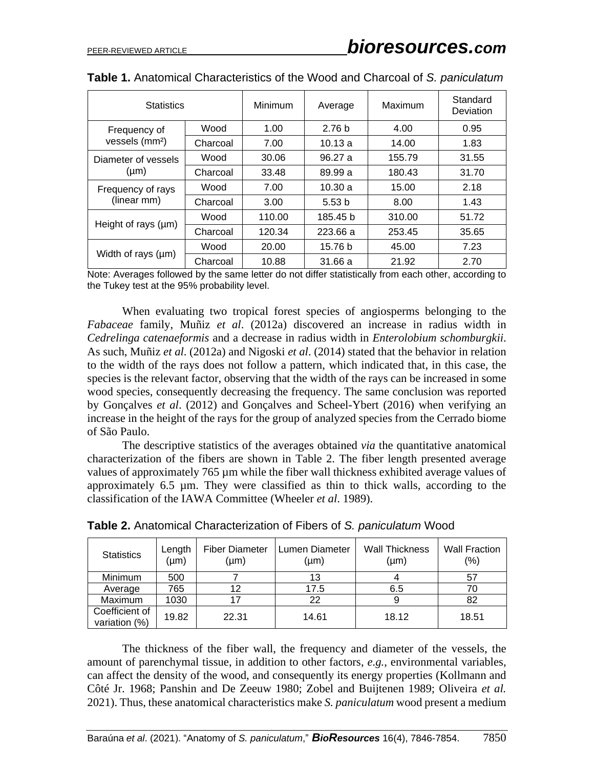**Table 1.** Anatomical Characteristics of the Wood and Charcoal of *S. paniculatum*

| Statistics | | Minimum | Average | Maximum | Standard Deviation |
|---|---|---|---|---|---|
| Frequency of vessels (mm²) | Wood | 1.00 | 2.76 b | 4.00 | 0.95 |
| | Charcoal | 7.00 | 10.13 a | 14.00 | 1.83 |
| Diameter of vessels (µm) | Wood | 30.06 | 96.27 a | 155.79 | 31.55 |
| | Charcoal | 33.48 | 89.99 a | 180.43 | 31.70 |
| Frequency of rays (linear mm) | Wood | 7.00 | 10.30 a | 15.00 | 2.18 |
| | Charcoal | 3.00 | 5.53 b | 8.00 | 1.43 |
| Height of rays (µm) | Wood | 110.00 | 185.45 b | 310.00 | 51.72 |
| | Charcoal | 120.34 | 223.66 a | 253.45 | 35.65 |
| Width of rays (µm) | Wood | 20.00 | 15.76 b | 45.00 | 7.23 |
| | Charcoal | 10.88 | 31.66 a | 21.92 | 2.70 |

Note: Averages followed by the same letter do not differ statistically from each other, according to the Tukey test at the 95% probability level.

When evaluating two tropical forest species of angiosperms belonging to the *Fabaceae* family, Muñiz *et al*. (2012a) discovered an increase in radius width in *Cedrelinga catenaeformis* and a decrease in radius width in *Enterolobium schomburgkii*. As such, Muñiz *et al*. (2012a) and Nigoski *et al*. (2014) stated that the behavior in relation to the width of the rays does not follow a pattern, which indicated that, in this case, the species is the relevant factor, observing that the width of the rays can be increased in some wood species, consequently decreasing the frequency. The same conclusion was reported by Gonçalves *et al*. (2012) and Gonçalves and Scheel-Ybert (2016) when verifying an increase in the height of the rays for the group of analyzed species from the Cerrado biome of São Paulo.

The descriptive statistics of the averages obtained *via* the quantitative anatomical characterization of the fibers are shown in Table 2. The fiber length presented average values of approximately 765 µm while the fiber wall thickness exhibited average values of approximately 6.5 µm. They were classified as thin to thick walls, according to the classification of the IAWA Committee (Wheeler *et al*. 1989).

**Table 2.** Anatomical Characterization of Fibers of *S. paniculatum* Wood

| Statistics | Length (µm) | Fiber Diameter (µm) | Lumen Diameter (µm) | Wall Thickness (µm) | Wall Fraction (%) |
|---|---|---|---|---|---|
| Minimum | 500 | 7 | 13 | 4 | 57 |
| Average | 765 | 12 | 17.5 | 6.5 | 70 |
| Maximum | 1030 | 17 | 22 | 9 | 82 |
| Coefficient of variation (%) | 19.82 | 22.31 | 14.61 | 18.12 | 18.51 |

The thickness of the fiber wall, the frequency and diameter of the vessels, the amount of parenchymal tissue, in addition to other factors, *e.g.*, environmental variables, can affect the density of the wood, and consequently its energy properties (Kollmann and Côté Jr. 1968; Panshin and De Zeeuw 1980; Zobel and Buijtenen 1989; Oliveira *et al.* 2021). Thus, these anatomical characteristics make *S. paniculatum* wood present a medium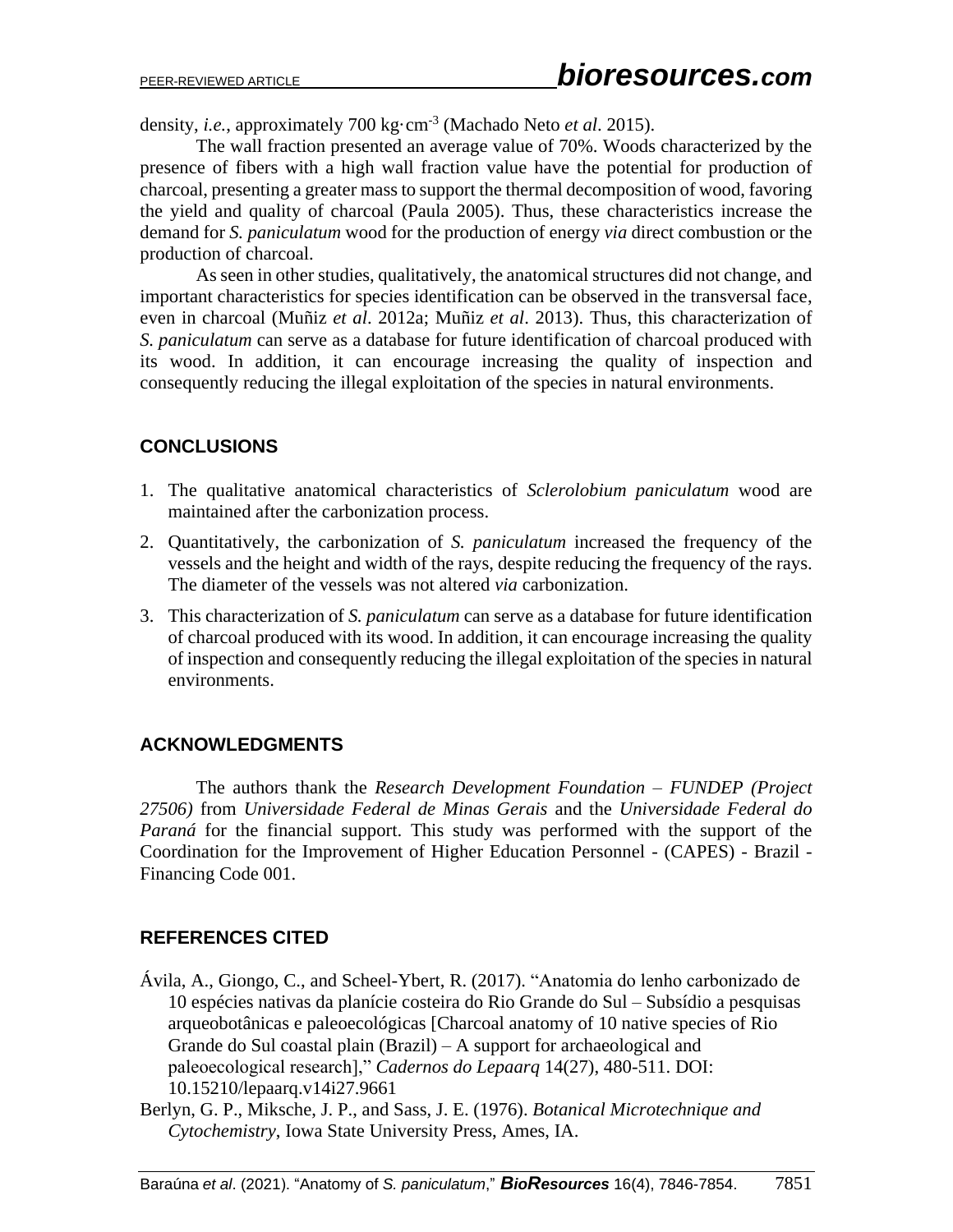density, *i.e.*, approximately 700 kg·cm$^{-3}$ (Machado Neto *et al*. 2015).

The wall fraction presented an average value of 70%. Woods characterized by the presence of fibers with a high wall fraction value have the potential for production of charcoal, presenting a greater mass to support the thermal decomposition of wood, favoring the yield and quality of charcoal (Paula 2005). Thus, these characteristics increase the demand for *S. paniculatum* wood for the production of energy *via* direct combustion or the production of charcoal.

As seen in other studies, qualitatively, the anatomical structures did not change, and important characteristics for species identification can be observed in the transversal face, even in charcoal (Muñiz *et al*. 2012a; Muñiz *et al*. 2013). Thus, this characterization of *S. paniculatum* can serve as a database for future identification of charcoal produced with its wood. In addition, it can encourage increasing the quality of inspection and consequently reducing the illegal exploitation of the species in natural environments.

## CONCLUSIONS

1. The qualitative anatomical characteristics of *Sclerolobium paniculatum* wood are maintained after the carbonization process.
2. Quantitatively, the carbonization of *S. paniculatum* increased the frequency of the vessels and the height and width of the rays, despite reducing the frequency of the rays. The diameter of the vessels was not altered *via* carbonization.
3. This characterization of *S. paniculatum* can serve as a database for future identification of charcoal produced with its wood. In addition, it can encourage increasing the quality of inspection and consequently reducing the illegal exploitation of the species in natural environments.

## ACKNOWLEDGMENTS

The authors thank the *Research Development Foundation – FUNDEP (Project 27506)* from *Universidade Federal de Minas Gerais* and the *Universidade Federal do Paraná* for the financial support. This study was performed with the support of the Coordination for the Improvement of Higher Education Personnel - (CAPES) - Brazil - Financing Code 001.

## REFERENCES CITED

Ávila, A., Giongo, C., and Scheel-Ybert, R. (2017). "Anatomia do lenho carbonizado de 10 espécies nativas da planície costeira do Rio Grande do Sul – Subsídio a pesquisas arqueobotânicas e paleoecológicas [Charcoal anatomy of 10 native species of Rio Grande do Sul coastal plain (Brazil) – A support for archaeological and paleoecological research]," *Cadernos do Lepaarq* 14(27), 480-511. DOI: 10.15210/lepaarq.v14i27.9661

Berlyn, G. P., Miksche, J. P., and Sass, J. E. (1976). *Botanical Microtechnique and Cytochemistry*, Iowa State University Press, Ames, IA.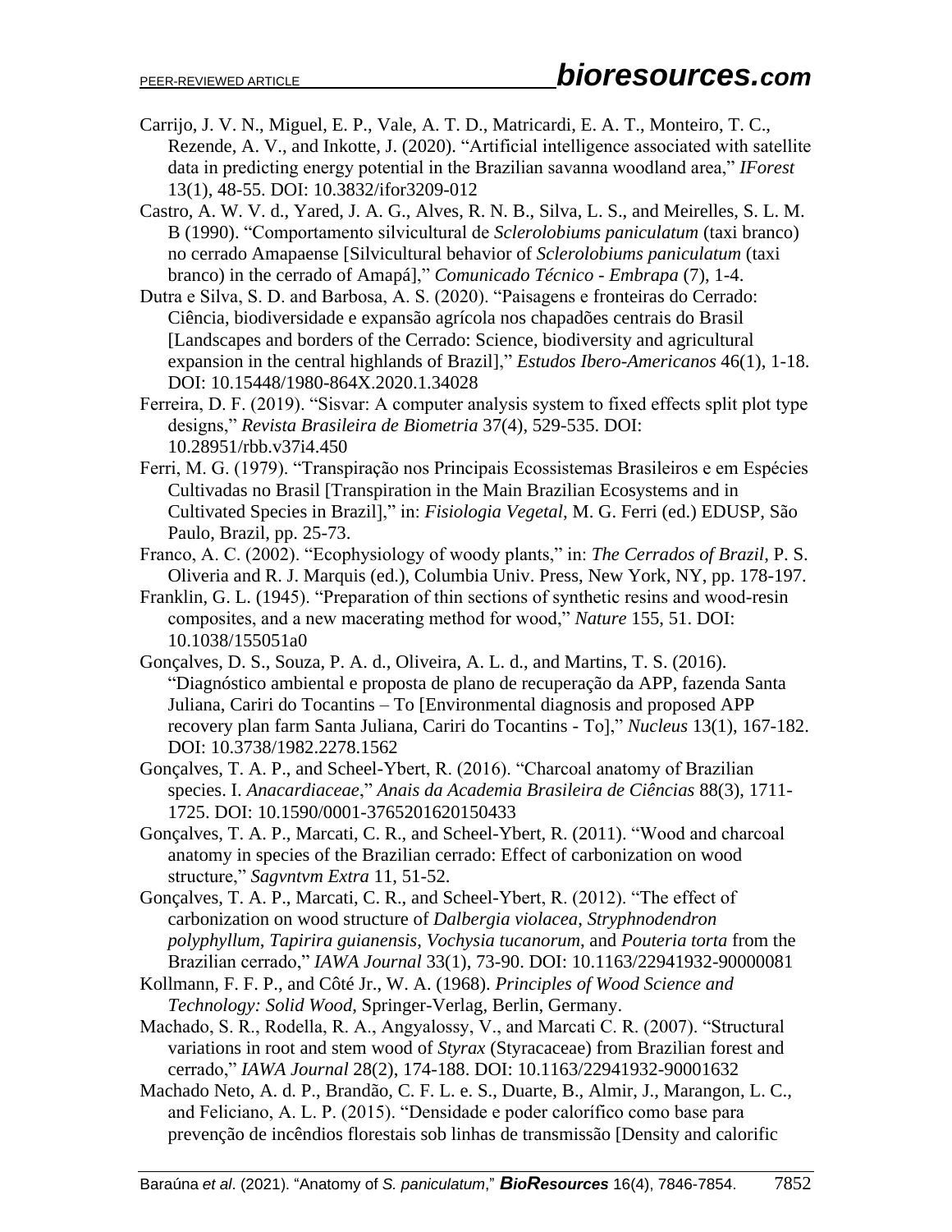Carrijo, J. V. N., Miguel, E. P., Vale, A. T. D., Matricardi, E. A. T., Monteiro, T. C., Rezende, A. V., and Inkotte, J. (2020). "Artificial intelligence associated with satellite data in predicting energy potential in the Brazilian savanna woodland area," *IForest* 13(1), 48-55. DOI: 10.3832/ifor3209-012

Castro, A. W. V. d., Yared, J. A. G., Alves, R. N. B., Silva, L. S., and Meirelles, S. L. M. B (1990). "Comportamento silvicultural de *Sclerolobiums paniculatum* (taxi branco) no cerrado Amapaense [Silvicultural behavior of *Sclerolobiums paniculatum* (taxi branco) in the cerrado of Amapá]," *Comunicado Técnico - Embrapa* (7), 1-4.

Dutra e Silva, S. D. and Barbosa, A. S. (2020). "Paisagens e fronteiras do Cerrado: Ciência, biodiversidade e expansão agrícola nos chapadões centrais do Brasil [Landscapes and borders of the Cerrado: Science, biodiversity and agricultural expansion in the central highlands of Brazil]," *Estudos Ibero-Americanos* 46(1), 1-18. DOI: 10.15448/1980-864X.2020.1.34028

Ferreira, D. F. (2019). "Sisvar: A computer analysis system to fixed effects split plot type designs," *Revista Brasileira de Biometria* 37(4), 529-535. DOI: 10.28951/rbb.v37i4.450

Ferri, M. G. (1979). "Transpiração nos Principais Ecossistemas Brasileiros e em Espécies Cultivadas no Brasil [Transpiration in the Main Brazilian Ecosystems and in Cultivated Species in Brazil]," in: *Fisiologia Vegetal*, M. G. Ferri (ed.) EDUSP, São Paulo, Brazil, pp. 25-73.

Franco, A. C. (2002). "Ecophysiology of woody plants," in: *The Cerrados of Brazil*, P. S. Oliveria and R. J. Marquis (ed.), Columbia Univ. Press, New York, NY, pp. 178-197.

Franklin, G. L. (1945). "Preparation of thin sections of synthetic resins and wood-resin composites, and a new macerating method for wood," *Nature* 155, 51. DOI: 10.1038/155051a0

Gonçalves, D. S., Souza, P. A. d., Oliveira, A. L. d., and Martins, T. S. (2016). "Diagnóstico ambiental e proposta de plano de recuperação da APP, fazenda Santa Juliana, Cariri do Tocantins – To [Environmental diagnosis and proposed APP recovery plan farm Santa Juliana, Cariri do Tocantins - To]," *Nucleus* 13(1), 167-182. DOI: 10.3738/1982.2278.1562

Gonçalves, T. A. P., and Scheel-Ybert, R. (2016). "Charcoal anatomy of Brazilian species. I. *Anacardiaceae*," *Anais da Academia Brasileira de Ciências* 88(3), 1711-1725. DOI: 10.1590/0001-3765201620150433

Gonçalves, T. A. P., Marcati, C. R., and Scheel-Ybert, R. (2011). "Wood and charcoal anatomy in species of the Brazilian cerrado: Effect of carbonization on wood structure," *Sagvntvm Extra* 11, 51-52.

Gonçalves, T. A. P., Marcati, C. R., and Scheel-Ybert, R. (2012). "The effect of carbonization on wood structure of *Dalbergia violacea*, *Stryphnodendron polyphyllum*, *Tapirira guianensis*, *Vochysia tucanorum*, and *Pouteria torta* from the Brazilian cerrado," *IAWA Journal* 33(1), 73-90. DOI: 10.1163/22941932-90000081

Kollmann, F. F. P., and Côté Jr., W. A. (1968). *Principles of Wood Science and Technology: Solid Wood*, Springer-Verlag, Berlin, Germany.

Machado, S. R., Rodella, R. A., Angyalossy, V., and Marcati C. R. (2007). "Structural variations in root and stem wood of *Styrax* (Styracaceae) from Brazilian forest and cerrado," *IAWA Journal* 28(2), 174-188. DOI: 10.1163/22941932-90001632

Machado Neto, A. d. P., Brandão, C. F. L. e. S., Duarte, B., Almir, J., Marangon, L. C., and Feliciano, A. L. P. (2015). "Densidade e poder calorífico como base para prevenção de incêndios florestais sob linhas de transmissão [Density and calorific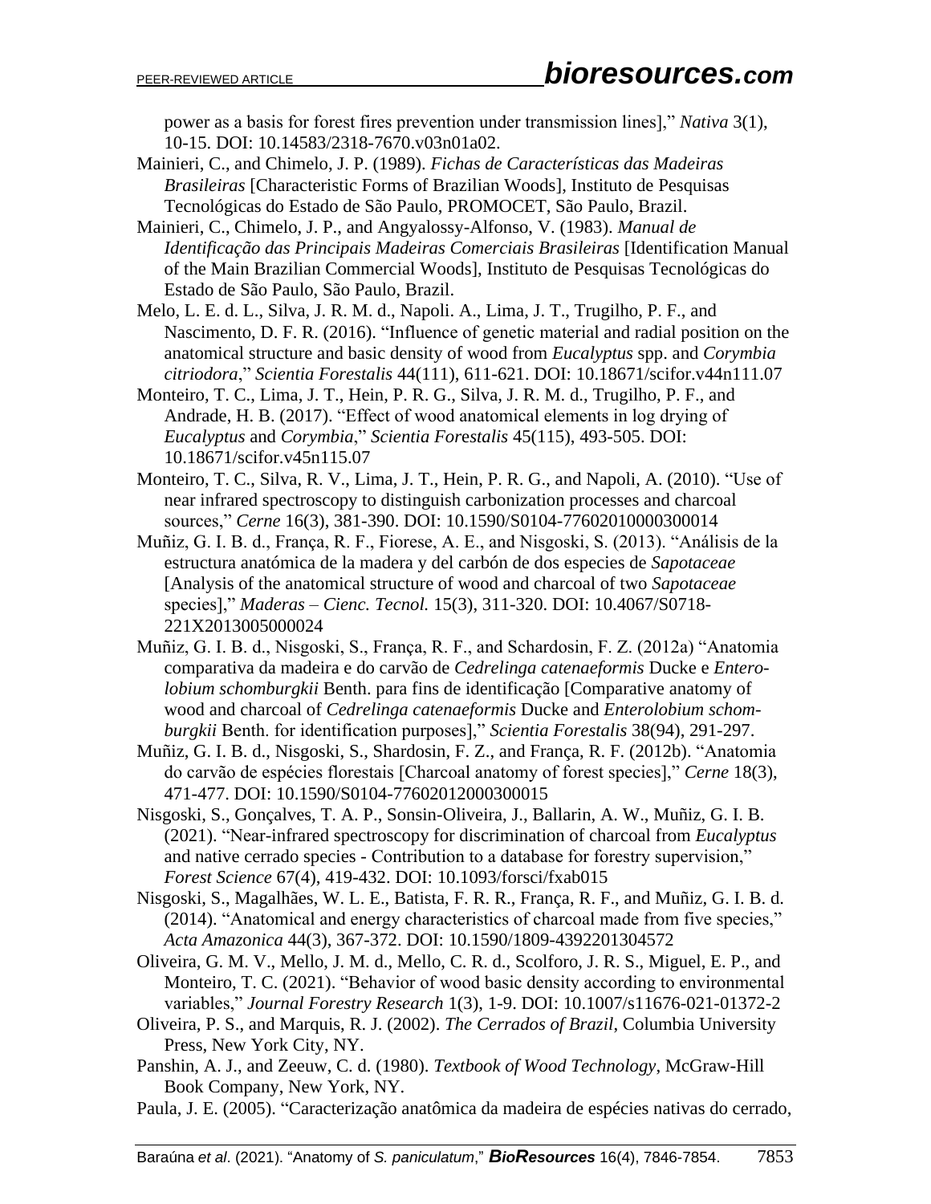power as a basis for forest fires prevention under transmission lines]," *Nativa* 3(1), 10-15. DOI: 10.14583/2318-7670.v03n01a02.

Mainieri, C., and Chimelo, J. P. (1989). *Fichas de Características das Madeiras Brasileiras* [Characteristic Forms of Brazilian Woods], Instituto de Pesquisas Tecnológicas do Estado de São Paulo, PROMOCET, São Paulo, Brazil.

Mainieri, C., Chimelo, J. P., and Angyalossy-Alfonso, V. (1983). *Manual de Identificação das Principais Madeiras Comerciais Brasileiras* [Identification Manual of the Main Brazilian Commercial Woods], Instituto de Pesquisas Tecnológicas do Estado de São Paulo, São Paulo, Brazil.

Melo, L. E. d. L., Silva, J. R. M. d., Napoli. A., Lima, J. T., Trugilho, P. F., and Nascimento, D. F. R. (2016). "Influence of genetic material and radial position on the anatomical structure and basic density of wood from *Eucalyptus* spp. and *Corymbia citriodora*," *Scientia Forestalis* 44(111), 611-621. DOI: 10.18671/scifor.v44n111.07

Monteiro, T. C., Lima, J. T., Hein, P. R. G., Silva, J. R. M. d., Trugilho, P. F., and Andrade, H. B. (2017). "Effect of wood anatomical elements in log drying of *Eucalyptus* and *Corymbia*," *Scientia Forestalis* 45(115), 493-505. DOI: 10.18671/scifor.v45n115.07

Monteiro, T. C., Silva, R. V., Lima, J. T., Hein, P. R. G., and Napoli, A. (2010). "Use of near infrared spectroscopy to distinguish carbonization processes and charcoal sources," *Cerne* 16(3), 381-390. DOI: 10.1590/S0104-77602010000300014

Muñiz, G. I. B. d., França, R. F., Fiorese, A. E., and Nisgoski, S. (2013). "Análisis de la estructura anatómica de la madera y del carbón de dos especies de *Sapotaceae* [Analysis of the anatomical structure of wood and charcoal of two *Sapotaceae* species]," *Maderas – Cienc. Tecnol.* 15(3), 311-320. DOI: 10.4067/S0718-221X2013005000024

Muñiz, G. I. B. d., Nisgoski, S., França, R. F., and Schardosin, F. Z. (2012a) "Anatomia comparativa da madeira e do carvão de *Cedrelinga catenaeformis* Ducke e *Enterolobium schomburgkii* Benth. para fins de identificação [Comparative anatomy of wood and charcoal of *Cedrelinga catenaeformis* Ducke and *Enterolobium schomburgkii* Benth. for identification purposes]," *Scientia Forestalis* 38(94), 291-297.

Muñiz, G. I. B. d., Nisgoski, S., Shardosin, F. Z., and França, R. F. (2012b). "Anatomia do carvão de espécies florestais [Charcoal anatomy of forest species]," *Cerne* 18(3), 471-477. DOI: 10.1590/S0104-77602012000300015

Nisgoski, S., Gonçalves, T. A. P., Sonsin-Oliveira, J., Ballarin, A. W., Muñiz, G. I. B. (2021). "Near-infrared spectroscopy for discrimination of charcoal from *Eucalyptus* and native cerrado species - Contribution to a database for forestry supervision," *Forest Science* 67(4), 419-432. DOI: 10.1093/forsci/fxab015

Nisgoski, S., Magalhães, W. L. E., Batista, F. R. R., França, R. F., and Muñiz, G. I. B. d. (2014). "Anatomical and energy characteristics of charcoal made from five species," *Acta Amazonica* 44(3), 367-372. DOI: 10.1590/1809-4392201304572

Oliveira, G. M. V., Mello, J. M. d., Mello, C. R. d., Scolforo, J. R. S., Miguel, E. P., and Monteiro, T. C. (2021). "Behavior of wood basic density according to environmental variables," *Journal Forestry Research* 1(3), 1-9. DOI: 10.1007/s11676-021-01372-2

Oliveira, P. S., and Marquis, R. J. (2002). *The Cerrados of Brazil*, Columbia University Press, New York City, NY.

Panshin, A. J., and Zeeuw, C. d. (1980). *Textbook of Wood Technology*, McGraw-Hill Book Company, New York, NY.

Paula, J. E. (2005). "Caracterização anatômica da madeira de espécies nativas do cerrado,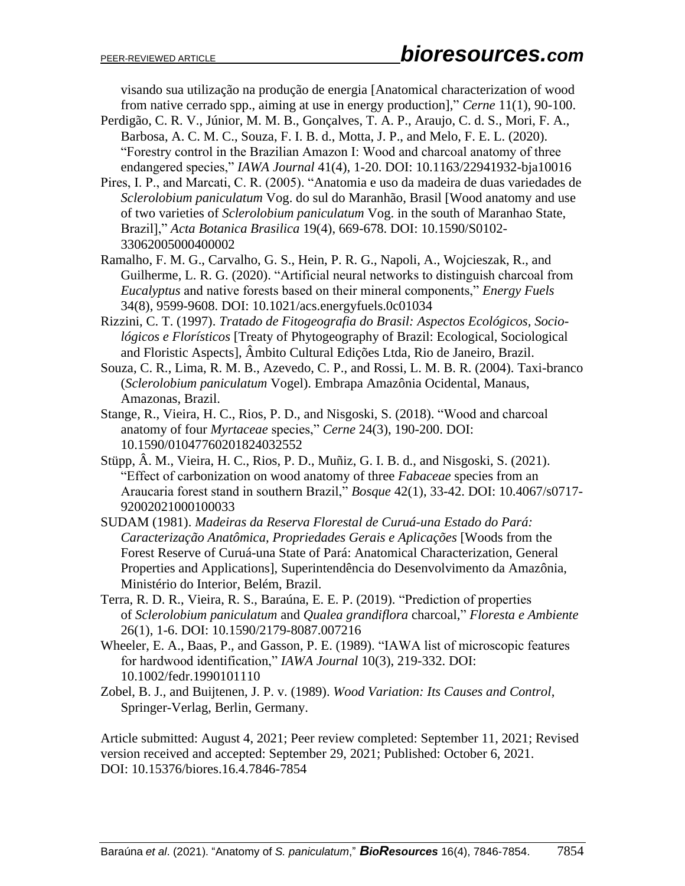visando sua utilização na produção de energia [Anatomical characterization of wood from native cerrado spp., aiming at use in energy production]," *Cerne* 11(1), 90-100.

Perdigão, C. R. V., Júnior, M. M. B., Gonçalves, T. A. P., Araujo, C. d. S., Mori, F. A., Barbosa, A. C. M. C., Souza, F. I. B. d., Motta, J. P., and Melo, F. E. L. (2020). "Forestry control in the Brazilian Amazon I: Wood and charcoal anatomy of three endangered species," *IAWA Journal* 41(4), 1-20. DOI: 10.1163/22941932-bja10016

Pires, I. P., and Marcati, C. R. (2005). "Anatomia e uso da madeira de duas variedades de *Sclerolobium paniculatum* Vog. do sul do Maranhão, Brasil [Wood anatomy and use of two varieties of *Sclerolobium paniculatum* Vog. in the south of Maranhao State, Brazil]," *Acta Botanica Brasilica* 19(4), 669-678. DOI: 10.1590/S0102-33062005000400002

Ramalho, F. M. G., Carvalho, G. S., Hein, P. R. G., Napoli, A., Wojcieszak, R., and Guilherme, L. R. G. (2020). "Artificial neural networks to distinguish charcoal from *Eucalyptus* and native forests based on their mineral components," *Energy Fuels* 34(8), 9599-9608. DOI: 10.1021/acs.energyfuels.0c01034

Rizzini, C. T. (1997). *Tratado de Fitogeografia do Brasil: Aspectos Ecológicos, Sociológicos e Florísticos* [Treaty of Phytogeography of Brazil: Ecological, Sociological and Floristic Aspects], Âmbito Cultural Edições Ltda, Rio de Janeiro, Brazil.

Souza, C. R., Lima, R. M. B., Azevedo, C. P., and Rossi, L. M. B. R. (2004). Taxi-branco (*Sclerolobium paniculatum* Vogel). Embrapa Amazônia Ocidental, Manaus, Amazonas, Brazil.

Stange, R., Vieira, H. C., Rios, P. D., and Nisgoski, S. (2018). "Wood and charcoal anatomy of four *Myrtaceae* species," *Cerne* 24(3), 190-200. DOI: 10.1590/01047760201824032552

Stüpp, Â. M., Vieira, H. C., Rios, P. D., Muñiz, G. I. B. d., and Nisgoski, S. (2021). "Effect of carbonization on wood anatomy of three *Fabaceae* species from an Araucaria forest stand in southern Brazil," *Bosque* 42(1), 33-42. DOI: 10.4067/s0717-92002021000100033

SUDAM (1981). *Madeiras da Reserva Florestal de Curuá-una Estado do Pará: Caracterização Anatômica, Propriedades Gerais e Aplicações* [Woods from the Forest Reserve of Curuá-una State of Pará: Anatomical Characterization, General Properties and Applications], Superintendência do Desenvolvimento da Amazônia, Ministério do Interior, Belém, Brazil.

Terra, R. D. R., Vieira, R. S., Baraúna, E. E. P. (2019). "Prediction of properties of *Sclerolobium paniculatum* and *Qualea grandiflora* charcoal," *Floresta e Ambiente* 26(1), 1-6. DOI: 10.1590/2179-8087.007216

Wheeler, E. A., Baas, P., and Gasson, P. E. (1989). "IAWA list of microscopic features for hardwood identification," *IAWA Journal* 10(3), 219-332. DOI: 10.1002/fedr.1990101110

Zobel, B. J., and Buijtenen, J. P. v. (1989). *Wood Variation: Its Causes and Control*, Springer-Verlag, Berlin, Germany.

Article submitted: August 4, 2021; Peer review completed: September 11, 2021; Revised version received and accepted: September 29, 2021; Published: October 6, 2021.
DOI: 10.15376/biores.16.4.7846-7854